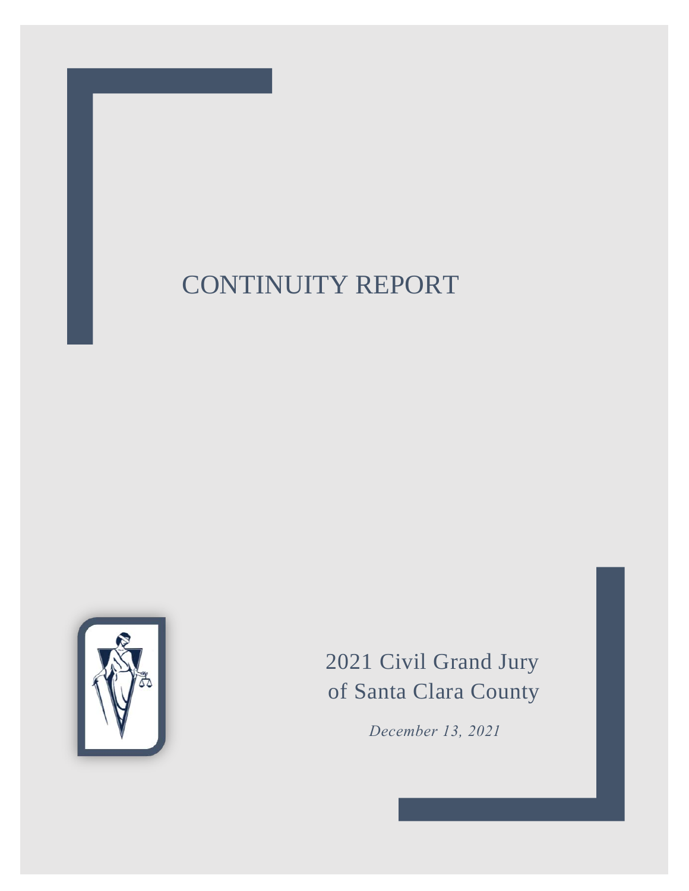# CONTINUITY REPORT

2021 Civil Grand Jury
of Santa Clara County

*December 13, 2021*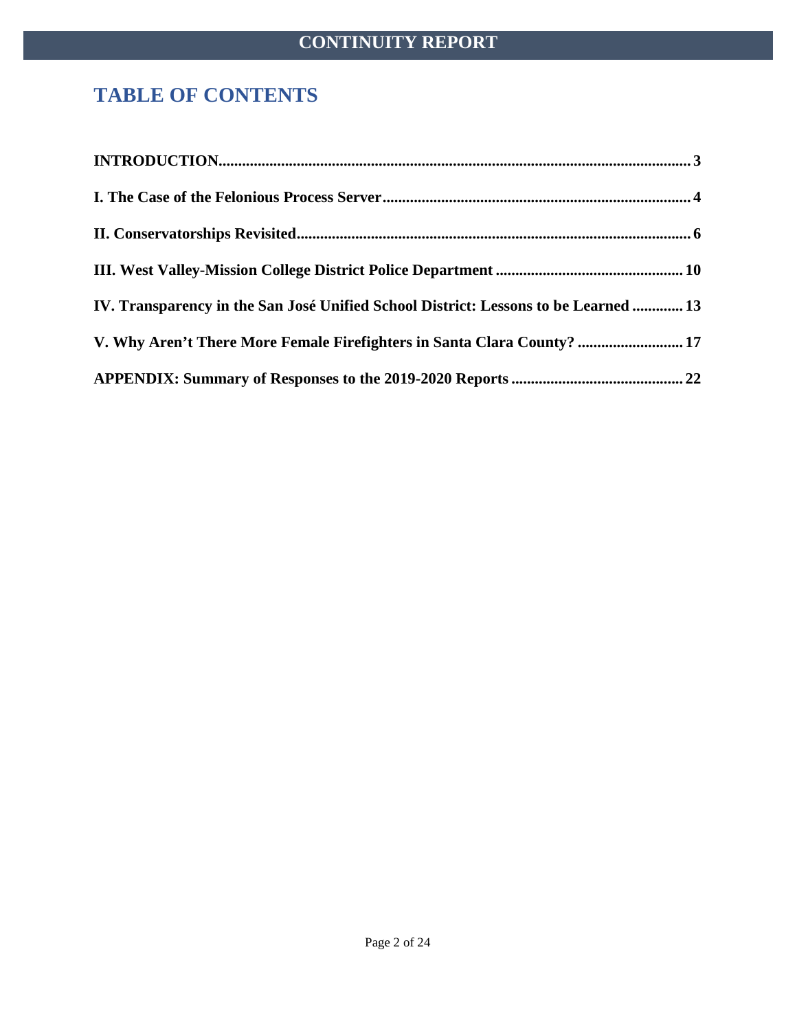# TABLE OF CONTENTS

| Section | Page |
|---|---|
| **INTRODUCTION** | **3** |
| **I. The Case of the Felonious Process Server** | **4** |
| **II. Conservatorships Revisited** | **6** |
| **III. West Valley-Mission College District Police Department** | **10** |
| **IV. Transparency in the San José Unified School District: Lessons to be Learned** | **13** |
| **V. Why Aren't There More Female Firefighters in Santa Clara County?** | **17** |
| **APPENDIX: Summary of Responses to the 2019-2020 Reports** | **22** |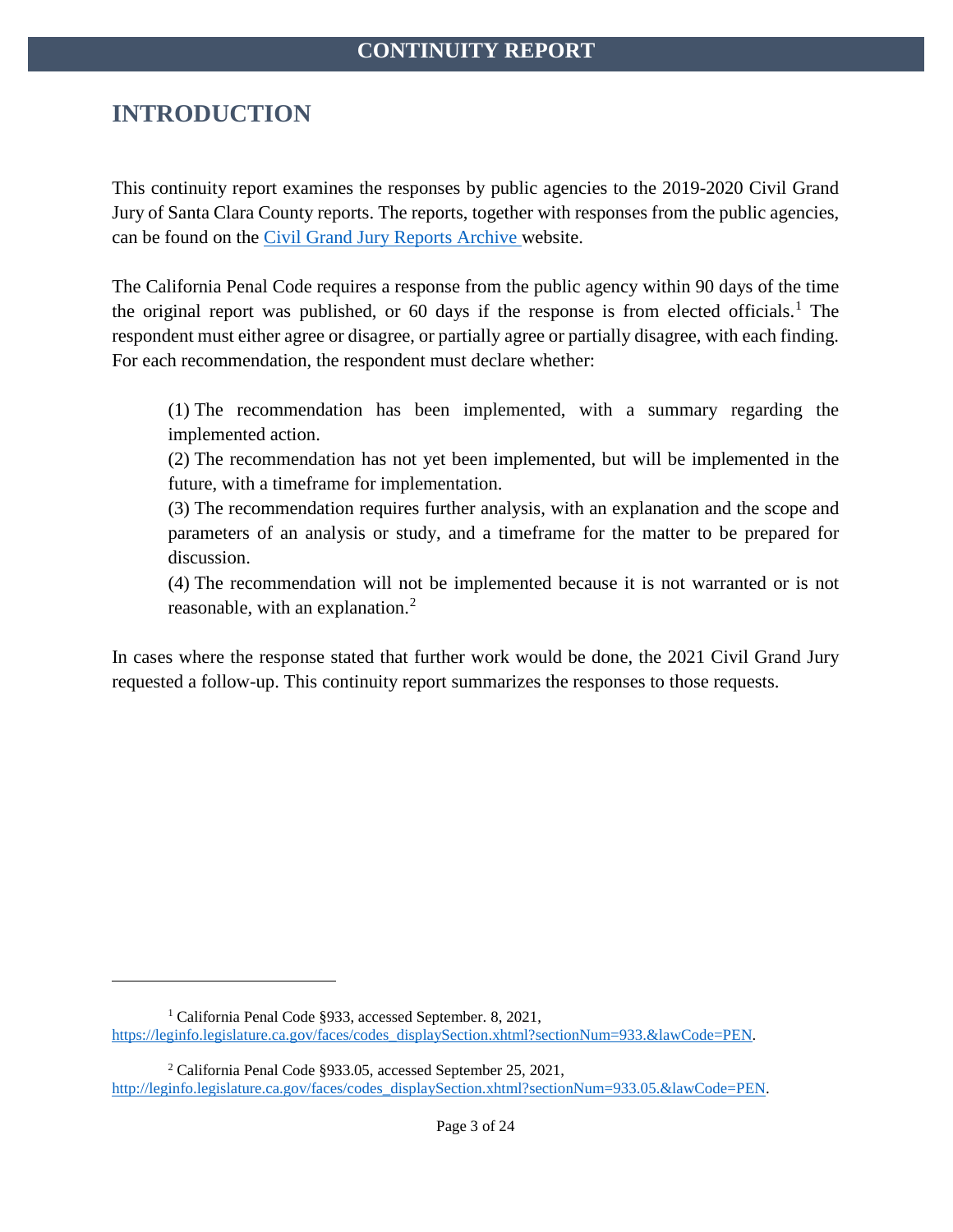# CONTINUITY REPORT

## INTRODUCTION

This continuity report examines the responses by public agencies to the 2019-2020 Civil Grand Jury of Santa Clara County reports. The reports, together with responses from the public agencies, can be found on the Civil Grand Jury Reports Archive website.

The California Penal Code requires a response from the public agency within 90 days of the time the original report was published, or 60 days if the response is from elected officials.[1] The respondent must either agree or disagree, or partially agree or partially disagree, with each finding. For each recommendation, the respondent must declare whether:

> (1) The recommendation has been implemented, with a summary regarding the implemented action.
>
> (2) The recommendation has not yet been implemented, but will be implemented in the future, with a timeframe for implementation.
>
> (3) The recommendation requires further analysis, with an explanation and the scope and parameters of an analysis or study, and a timeframe for the matter to be prepared for discussion.
>
> (4) The recommendation will not be implemented because it is not warranted or is not reasonable, with an explanation.[2]

In cases where the response stated that further work would be done, the 2021 Civil Grand Jury requested a follow-up. This continuity report summarizes the responses to those requests.

---

[1] California Penal Code §933, accessed September. 8, 2021, https://leginfo.legislature.ca.gov/faces/codes_displaySection.xhtml?sectionNum=933.&lawCode=PEN.

[2] California Penal Code §933.05, accessed September 25, 2021, http://leginfo.legislature.ca.gov/faces/codes_displaySection.xhtml?sectionNum=933.05.&lawCode=PEN.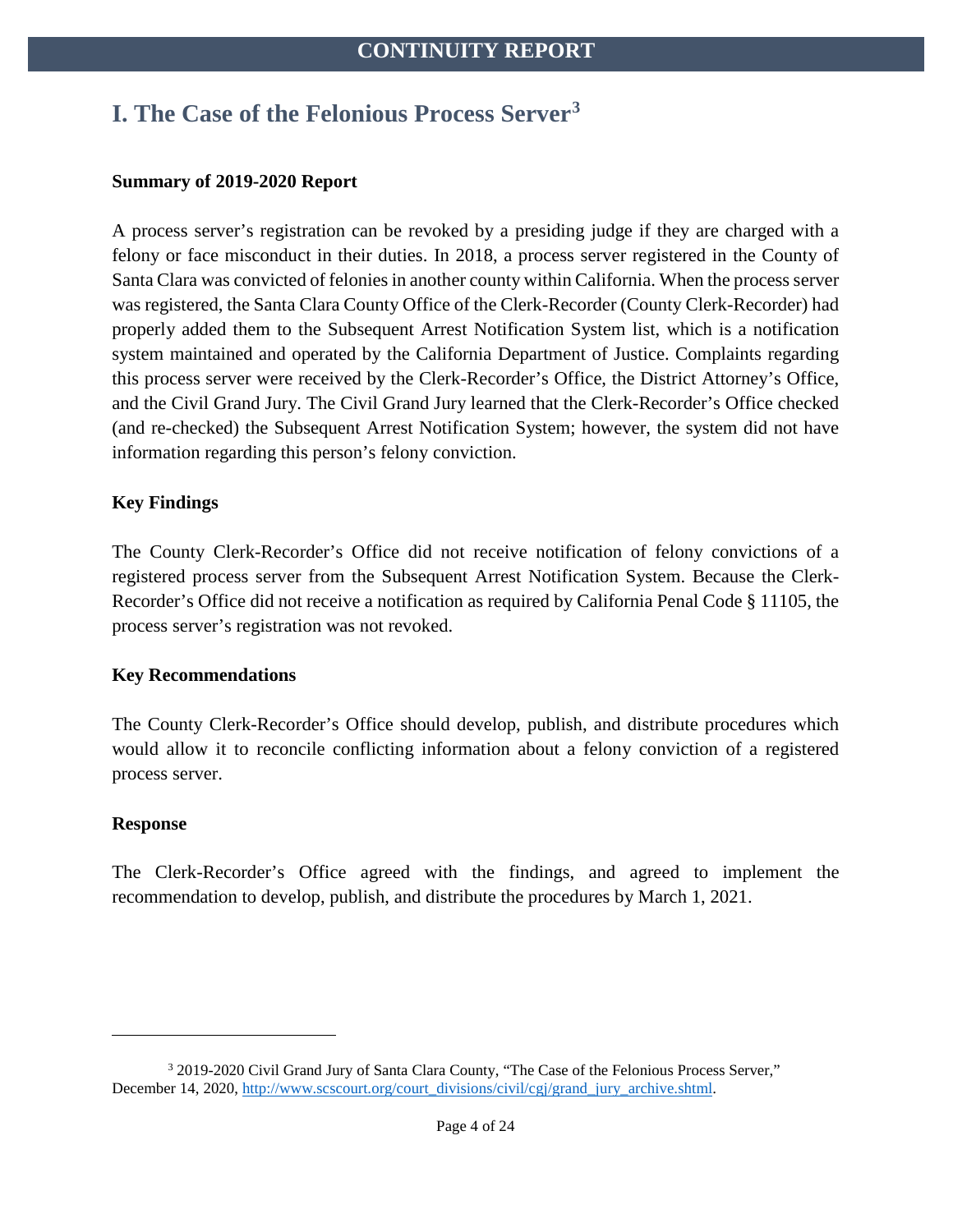# I. The Case of the Felonious Process Server[3]

**Summary of 2019-2020 Report**

A process server's registration can be revoked by a presiding judge if they are charged with a felony or face misconduct in their duties. In 2018, a process server registered in the County of Santa Clara was convicted of felonies in another county within California. When the process server was registered, the Santa Clara County Office of the Clerk-Recorder (County Clerk-Recorder) had properly added them to the Subsequent Arrest Notification System list, which is a notification system maintained and operated by the California Department of Justice. Complaints regarding this process server were received by the Clerk-Recorder's Office, the District Attorney's Office, and the Civil Grand Jury. The Civil Grand Jury learned that the Clerk-Recorder's Office checked (and re-checked) the Subsequent Arrest Notification System; however, the system did not have information regarding this person's felony conviction.

**Key Findings**

The County Clerk-Recorder's Office did not receive notification of felony convictions of a registered process server from the Subsequent Arrest Notification System. Because the Clerk-Recorder's Office did not receive a notification as required by California Penal Code § 11105, the process server's registration was not revoked.

**Key Recommendations**

The County Clerk-Recorder's Office should develop, publish, and distribute procedures which would allow it to reconcile conflicting information about a felony conviction of a registered process server.

**Response**

The Clerk-Recorder's Office agreed with the findings, and agreed to implement the recommendation to develop, publish, and distribute the procedures by March 1, 2021.

---

[3] 2019-2020 Civil Grand Jury of Santa Clara County, "The Case of the Felonious Process Server," December 14, 2020, http://www.scscourt.org/court_divisions/civil/cgj/grand_jury_archive.shtml.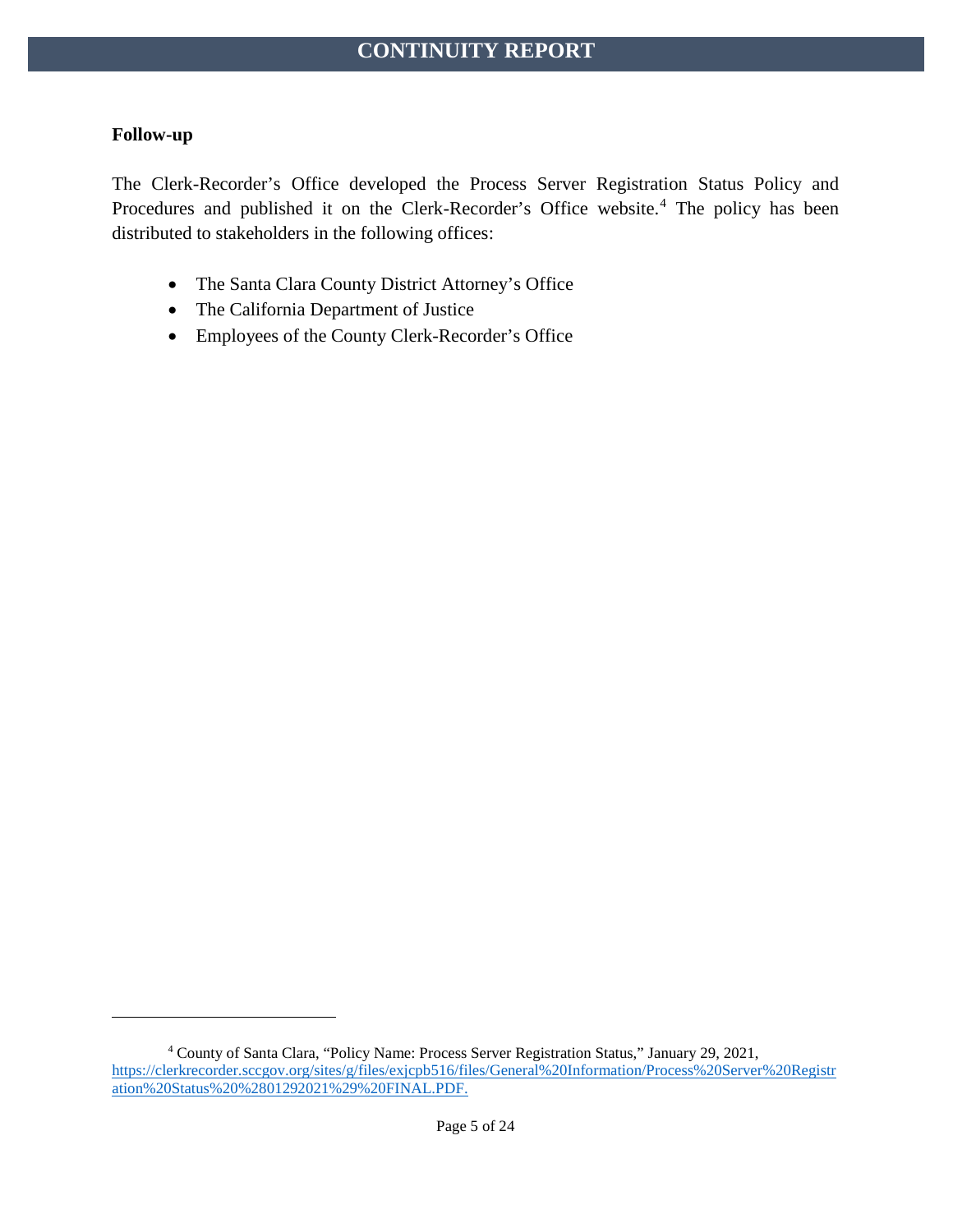**Follow-up**

The Clerk-Recorder's Office developed the Process Server Registration Status Policy and Procedures and published it on the Clerk-Recorder's Office website.[4] The policy has been distributed to stakeholders in the following offices:

- The Santa Clara County District Attorney's Office
- The California Department of Justice
- Employees of the County Clerk-Recorder's Office

[4] County of Santa Clara, "Policy Name: Process Server Registration Status," January 29, 2021, https://clerkrecorder.sccgov.org/sites/g/files/exjcpb516/files/General%20Information/Process%20Server%20Registration%20Status%20%2801292021%29%20FINAL.PDF.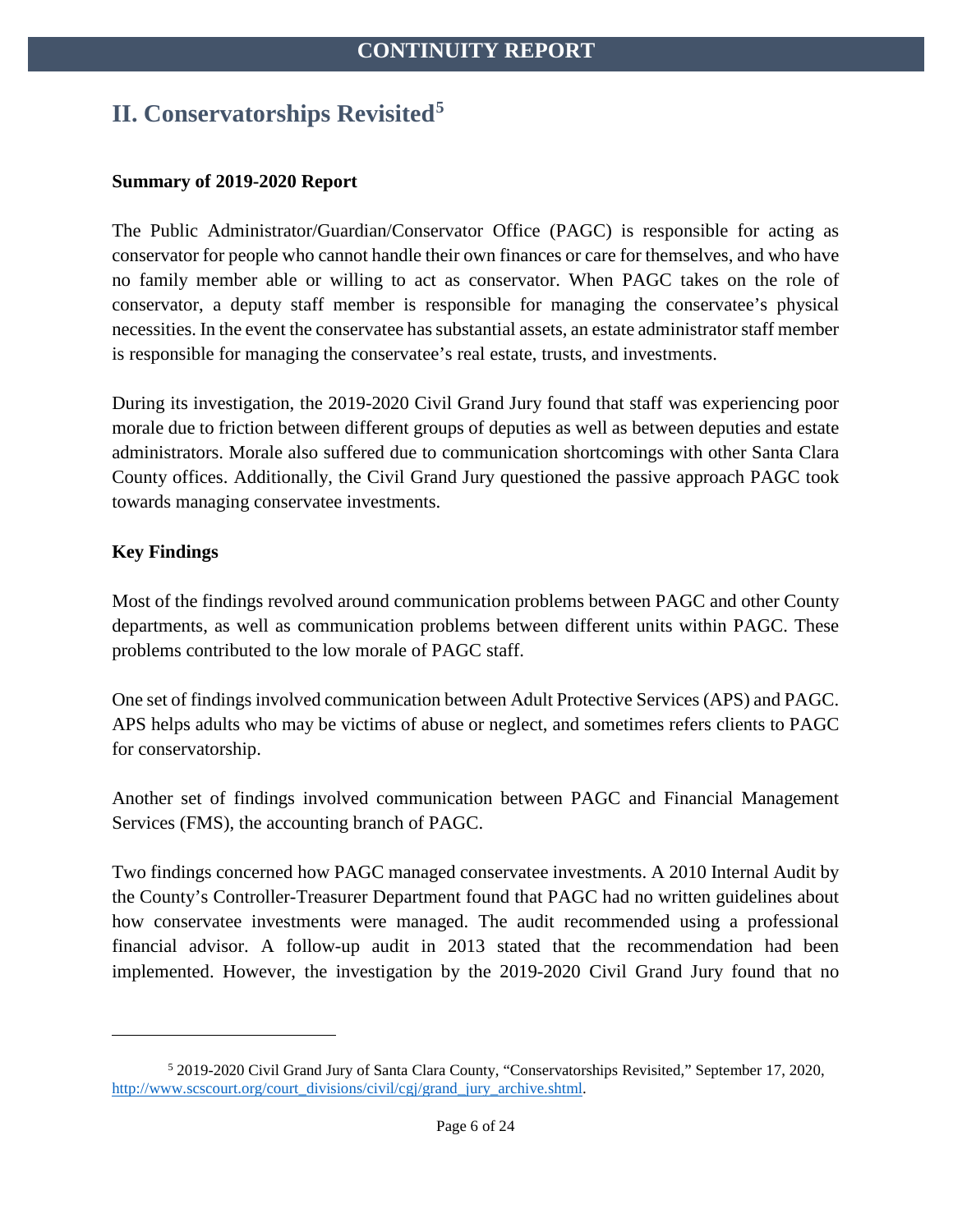## II. Conservatorships Revisited[5]

**Summary of 2019-2020 Report**

The Public Administrator/Guardian/Conservator Office (PAGC) is responsible for acting as conservator for people who cannot handle their own finances or care for themselves, and who have no family member able or willing to act as conservator. When PAGC takes on the role of conservator, a deputy staff member is responsible for managing the conservatee's physical necessities. In the event the conservatee has substantial assets, an estate administrator staff member is responsible for managing the conservatee's real estate, trusts, and investments.

During its investigation, the 2019-2020 Civil Grand Jury found that staff was experiencing poor morale due to friction between different groups of deputies as well as between deputies and estate administrators. Morale also suffered due to communication shortcomings with other Santa Clara County offices. Additionally, the Civil Grand Jury questioned the passive approach PAGC took towards managing conservatee investments.

**Key Findings**

Most of the findings revolved around communication problems between PAGC and other County departments, as well as communication problems between different units within PAGC. These problems contributed to the low morale of PAGC staff.

One set of findings involved communication between Adult Protective Services (APS) and PAGC. APS helps adults who may be victims of abuse or neglect, and sometimes refers clients to PAGC for conservatorship.

Another set of findings involved communication between PAGC and Financial Management Services (FMS), the accounting branch of PAGC.

Two findings concerned how PAGC managed conservatee investments. A 2010 Internal Audit by the County's Controller-Treasurer Department found that PAGC had no written guidelines about how conservatee investments were managed. The audit recommended using a professional financial advisor. A follow-up audit in 2013 stated that the recommendation had been implemented. However, the investigation by the 2019-2020 Civil Grand Jury found that no

---

[5] 2019-2020 Civil Grand Jury of Santa Clara County, "Conservatorships Revisited," September 17, 2020, http://www.scscourt.org/court_divisions/civil/cgj/grand_jury_archive.shtml.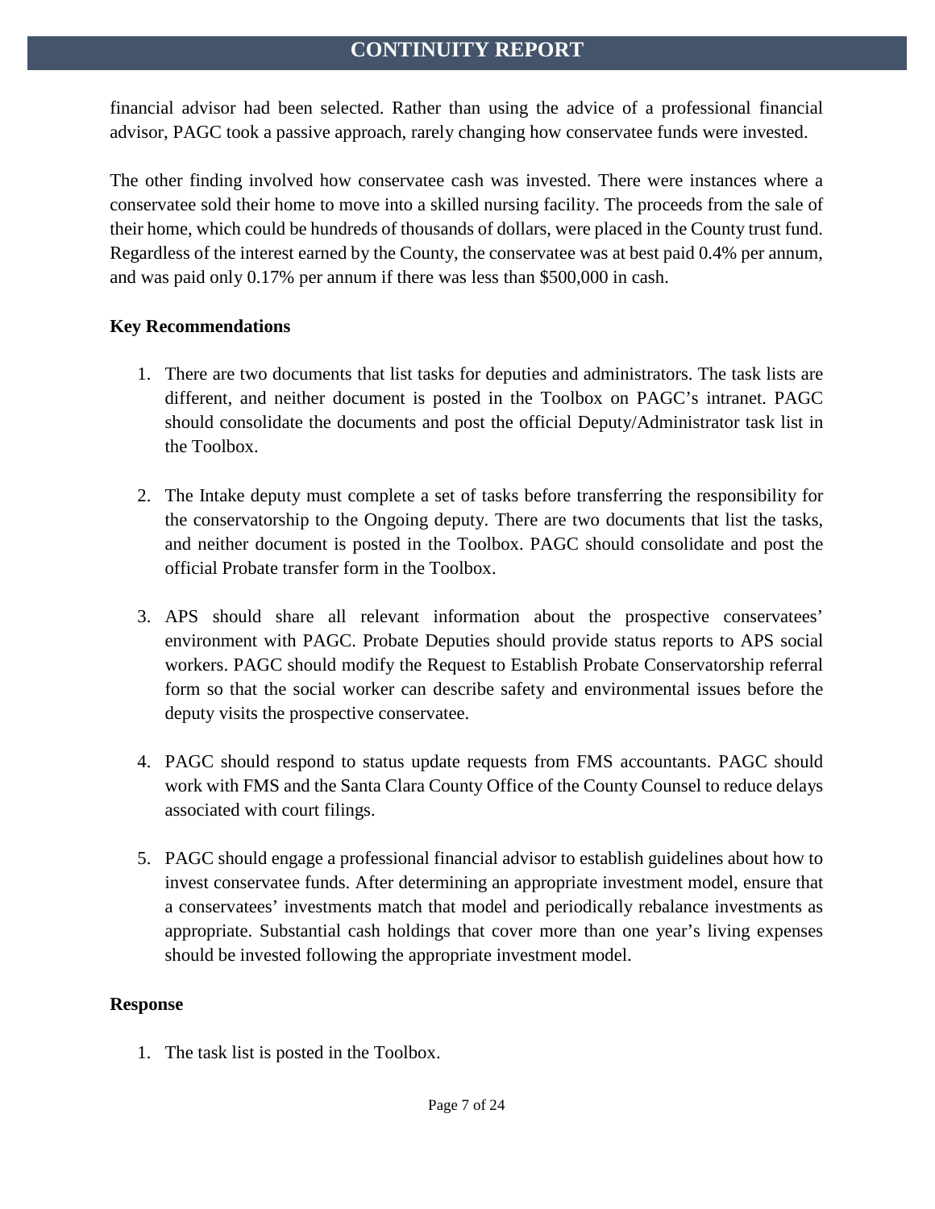financial advisor had been selected. Rather than using the advice of a professional financial advisor, PAGC took a passive approach, rarely changing how conservatee funds were invested.

The other finding involved how conservatee cash was invested. There were instances where a conservatee sold their home to move into a skilled nursing facility. The proceeds from the sale of their home, which could be hundreds of thousands of dollars, were placed in the County trust fund. Regardless of the interest earned by the County, the conservatee was at best paid 0.4% per annum, and was paid only 0.17% per annum if there was less than $500,000 in cash.

**Key Recommendations**

1. There are two documents that list tasks for deputies and administrators. The task lists are different, and neither document is posted in the Toolbox on PAGC's intranet. PAGC should consolidate the documents and post the official Deputy/Administrator task list in the Toolbox.

2. The Intake deputy must complete a set of tasks before transferring the responsibility for the conservatorship to the Ongoing deputy. There are two documents that list the tasks, and neither document is posted in the Toolbox. PAGC should consolidate and post the official Probate transfer form in the Toolbox.

3. APS should share all relevant information about the prospective conservatees' environment with PAGC. Probate Deputies should provide status reports to APS social workers. PAGC should modify the Request to Establish Probate Conservatorship referral form so that the social worker can describe safety and environmental issues before the deputy visits the prospective conservatee.

4. PAGC should respond to status update requests from FMS accountants. PAGC should work with FMS and the Santa Clara County Office of the County Counsel to reduce delays associated with court filings.

5. PAGC should engage a professional financial advisor to establish guidelines about how to invest conservatee funds. After determining an appropriate investment model, ensure that a conservatees' investments match that model and periodically rebalance investments as appropriate. Substantial cash holdings that cover more than one year's living expenses should be invested following the appropriate investment model.

**Response**

1. The task list is posted in the Toolbox.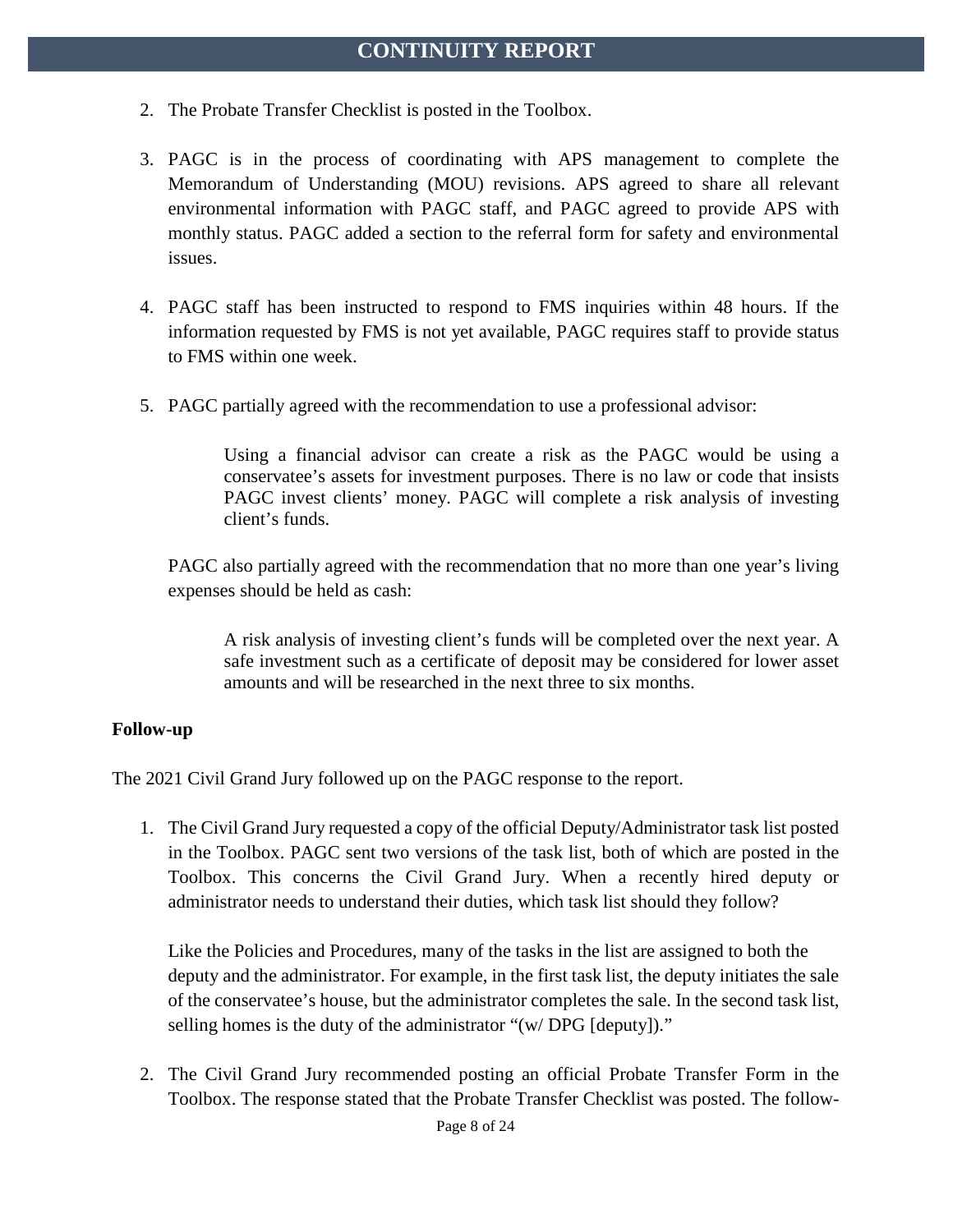2. The Probate Transfer Checklist is posted in the Toolbox.

3. PAGC is in the process of coordinating with APS management to complete the Memorandum of Understanding (MOU) revisions. APS agreed to share all relevant environmental information with PAGC staff, and PAGC agreed to provide APS with monthly status. PAGC added a section to the referral form for safety and environmental issues.

4. PAGC staff has been instructed to respond to FMS inquiries within 48 hours. If the information requested by FMS is not yet available, PAGC requires staff to provide status to FMS within one week.

5. PAGC partially agreed with the recommendation to use a professional advisor:

   > Using a financial advisor can create a risk as the PAGC would be using a conservatee's assets for investment purposes. There is no law or code that insists PAGC invest clients' money. PAGC will complete a risk analysis of investing client's funds.

   PAGC also partially agreed with the recommendation that no more than one year's living expenses should be held as cash:

   > A risk analysis of investing client's funds will be completed over the next year. A safe investment such as a certificate of deposit may be considered for lower asset amounts and will be researched in the next three to six months.

**Follow-up**

The 2021 Civil Grand Jury followed up on the PAGC response to the report.

1. The Civil Grand Jury requested a copy of the official Deputy/Administrator task list posted in the Toolbox. PAGC sent two versions of the task list, both of which are posted in the Toolbox. This concerns the Civil Grand Jury. When a recently hired deputy or administrator needs to understand their duties, which task list should they follow?

   Like the Policies and Procedures, many of the tasks in the list are assigned to both the deputy and the administrator. For example, in the first task list, the deputy initiates the sale of the conservatee's house, but the administrator completes the sale. In the second task list, selling homes is the duty of the administrator "(w/ DPG [deputy])."

2. The Civil Grand Jury recommended posting an official Probate Transfer Form in the Toolbox. The response stated that the Probate Transfer Checklist was posted. The follow-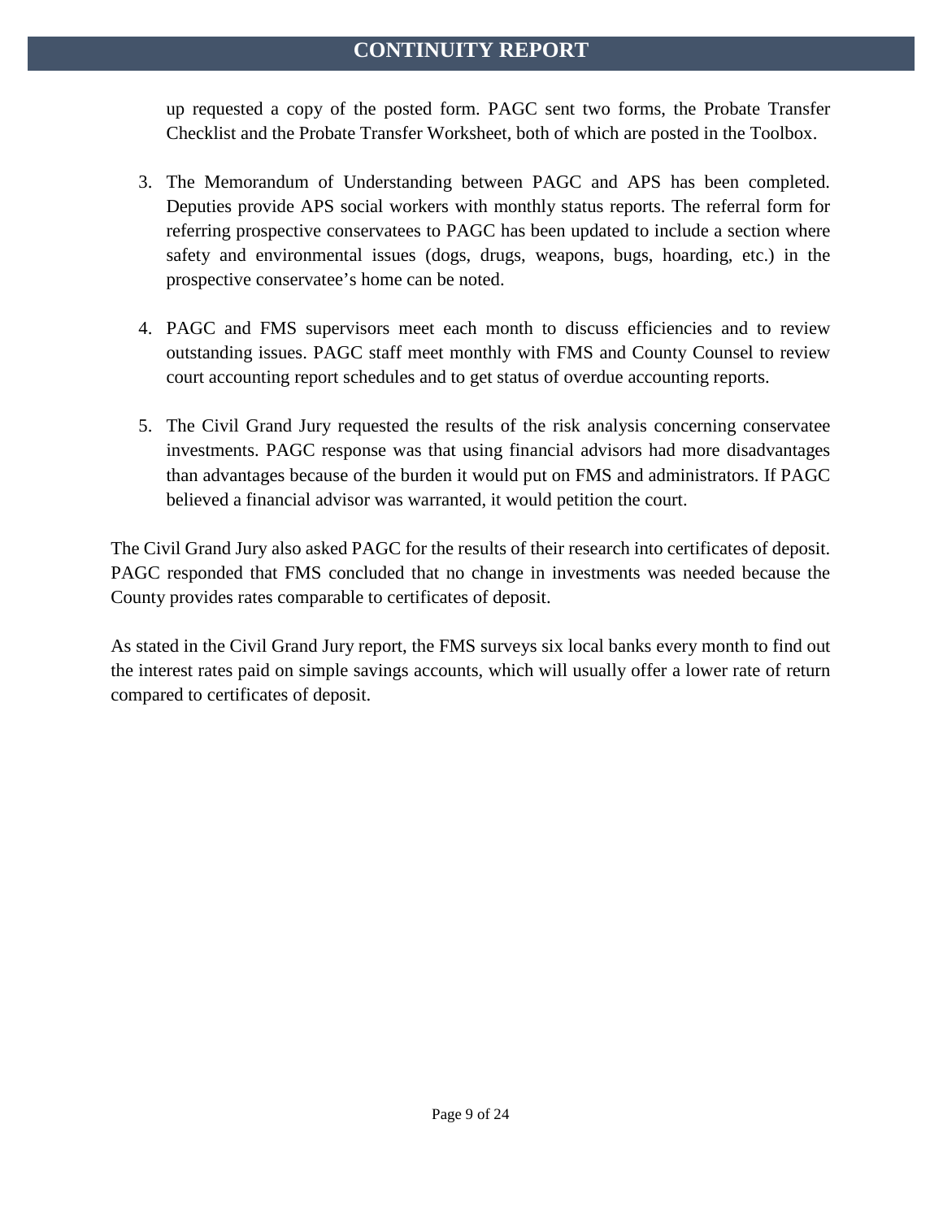up requested a copy of the posted form. PAGC sent two forms, the Probate Transfer Checklist and the Probate Transfer Worksheet, both of which are posted in the Toolbox.

3. The Memorandum of Understanding between PAGC and APS has been completed. Deputies provide APS social workers with monthly status reports. The referral form for referring prospective conservatees to PAGC has been updated to include a section where safety and environmental issues (dogs, drugs, weapons, bugs, hoarding, etc.) in the prospective conservatee's home can be noted.

4. PAGC and FMS supervisors meet each month to discuss efficiencies and to review outstanding issues. PAGC staff meet monthly with FMS and County Counsel to review court accounting report schedules and to get status of overdue accounting reports.

5. The Civil Grand Jury requested the results of the risk analysis concerning conservatee investments. PAGC response was that using financial advisors had more disadvantages than advantages because of the burden it would put on FMS and administrators. If PAGC believed a financial advisor was warranted, it would petition the court.

The Civil Grand Jury also asked PAGC for the results of their research into certificates of deposit. PAGC responded that FMS concluded that no change in investments was needed because the County provides rates comparable to certificates of deposit.

As stated in the Civil Grand Jury report, the FMS surveys six local banks every month to find out the interest rates paid on simple savings accounts, which will usually offer a lower rate of return compared to certificates of deposit.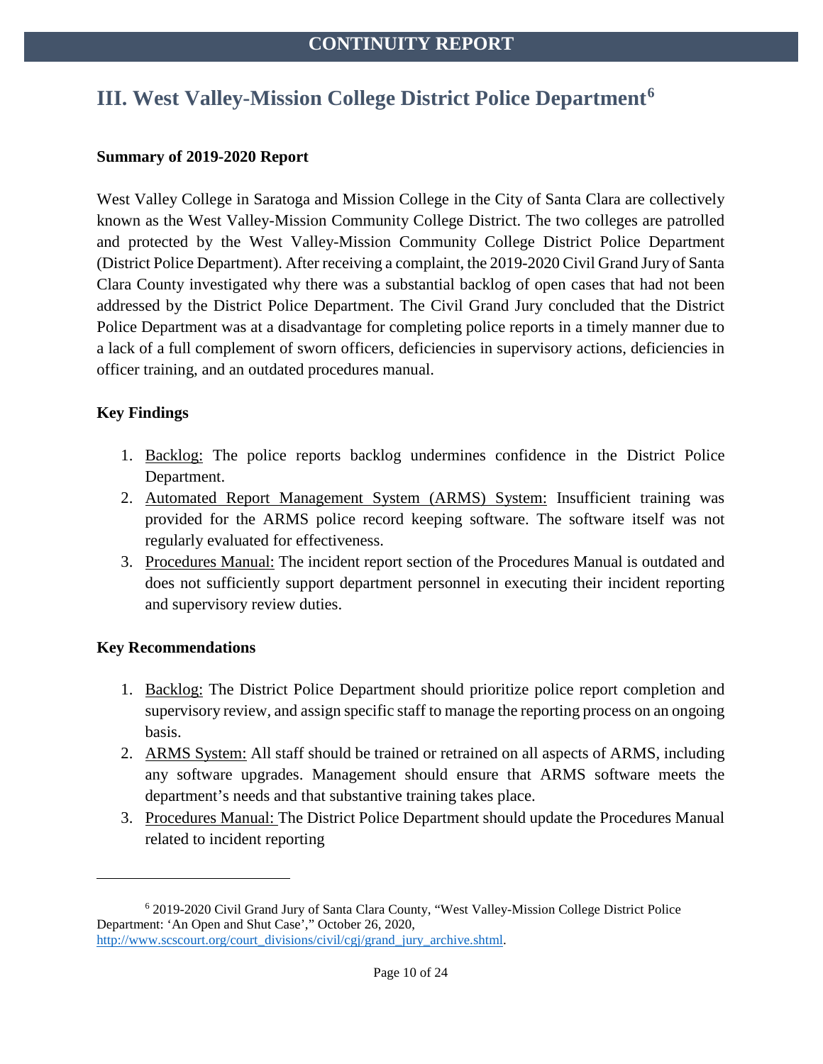# III. West Valley-Mission College District Police Department[6]

**Summary of 2019-2020 Report**

West Valley College in Saratoga and Mission College in the City of Santa Clara are collectively known as the West Valley-Mission Community College District. The two colleges are patrolled and protected by the West Valley-Mission Community College District Police Department (District Police Department). After receiving a complaint, the 2019-2020 Civil Grand Jury of Santa Clara County investigated why there was a substantial backlog of open cases that had not been addressed by the District Police Department. The Civil Grand Jury concluded that the District Police Department was at a disadvantage for completing police reports in a timely manner due to a lack of a full complement of sworn officers, deficiencies in supervisory actions, deficiencies in officer training, and an outdated procedures manual.

**Key Findings**

1. Backlog: The police reports backlog undermines confidence in the District Police Department.
2. Automated Report Management System (ARMS) System: Insufficient training was provided for the ARMS police record keeping software. The software itself was not regularly evaluated for effectiveness.
3. Procedures Manual: The incident report section of the Procedures Manual is outdated and does not sufficiently support department personnel in executing their incident reporting and supervisory review duties.

**Key Recommendations**

1. Backlog: The District Police Department should prioritize police report completion and supervisory review, and assign specific staff to manage the reporting process on an ongoing basis.
2. ARMS System: All staff should be trained or retrained on all aspects of ARMS, including any software upgrades. Management should ensure that ARMS software meets the department's needs and that substantive training takes place.
3. Procedures Manual: The District Police Department should update the Procedures Manual related to incident reporting

---

[6] 2019-2020 Civil Grand Jury of Santa Clara County, "West Valley-Mission College District Police Department: 'An Open and Shut Case'," October 26, 2020, http://www.scscourt.org/court_divisions/civil/cgj/grand_jury_archive.shtml.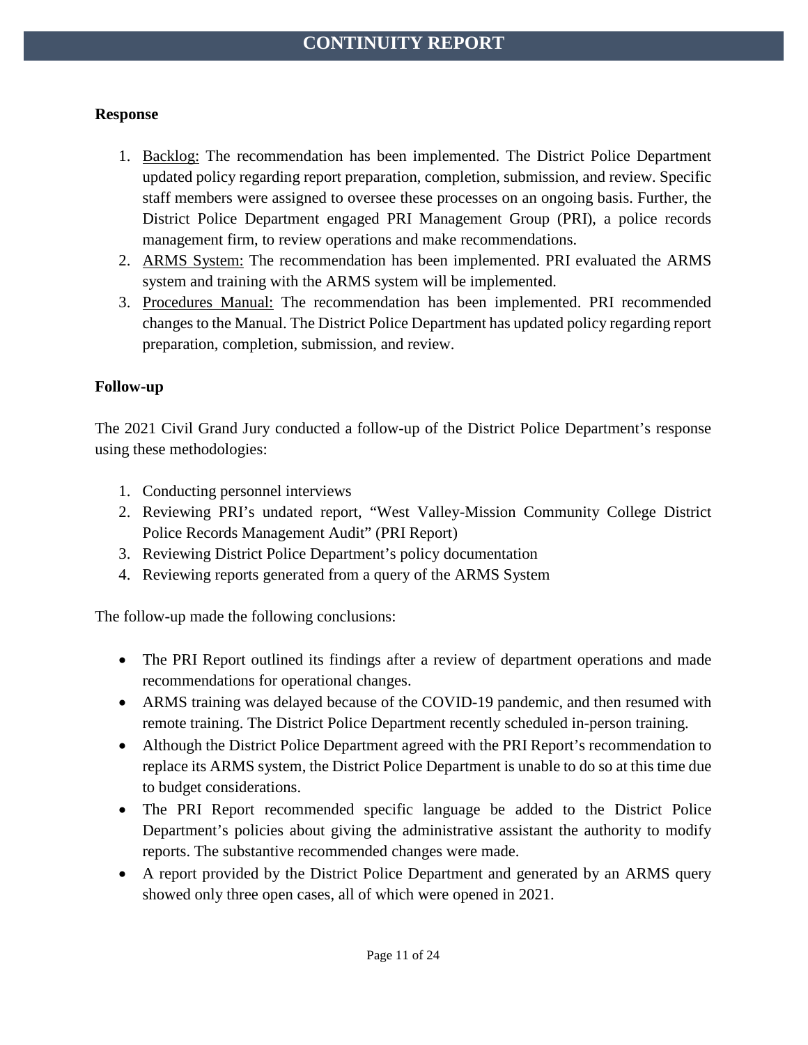**Response**

1. Backlog: The recommendation has been implemented. The District Police Department updated policy regarding report preparation, completion, submission, and review. Specific staff members were assigned to oversee these processes on an ongoing basis. Further, the District Police Department engaged PRI Management Group (PRI), a police records management firm, to review operations and make recommendations.
2. ARMS System: The recommendation has been implemented. PRI evaluated the ARMS system and training with the ARMS system will be implemented.
3. Procedures Manual: The recommendation has been implemented. PRI recommended changes to the Manual. The District Police Department has updated policy regarding report preparation, completion, submission, and review.

**Follow-up**

The 2021 Civil Grand Jury conducted a follow-up of the District Police Department's response using these methodologies:

1. Conducting personnel interviews
2. Reviewing PRI's undated report, "West Valley-Mission Community College District Police Records Management Audit" (PRI Report)
3. Reviewing District Police Department's policy documentation
4. Reviewing reports generated from a query of the ARMS System

The follow-up made the following conclusions:

- The PRI Report outlined its findings after a review of department operations and made recommendations for operational changes.
- ARMS training was delayed because of the COVID-19 pandemic, and then resumed with remote training. The District Police Department recently scheduled in-person training.
- Although the District Police Department agreed with the PRI Report's recommendation to replace its ARMS system, the District Police Department is unable to do so at this time due to budget considerations.
- The PRI Report recommended specific language be added to the District Police Department's policies about giving the administrative assistant the authority to modify reports. The substantive recommended changes were made.
- A report provided by the District Police Department and generated by an ARMS query showed only three open cases, all of which were opened in 2021.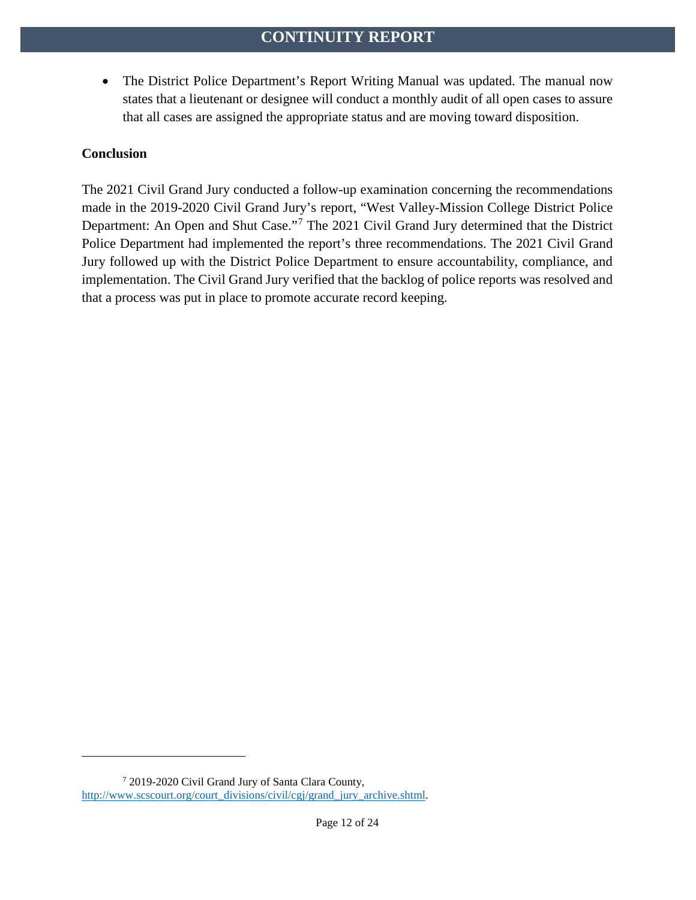- The District Police Department's Report Writing Manual was updated. The manual now states that a lieutenant or designee will conduct a monthly audit of all open cases to assure that all cases are assigned the appropriate status and are moving toward disposition.

**Conclusion**

The 2021 Civil Grand Jury conducted a follow-up examination concerning the recommendations made in the 2019-2020 Civil Grand Jury's report, "West Valley-Mission College District Police Department: An Open and Shut Case."[7] The 2021 Civil Grand Jury determined that the District Police Department had implemented the report's three recommendations. The 2021 Civil Grand Jury followed up with the District Police Department to ensure accountability, compliance, and implementation. The Civil Grand Jury verified that the backlog of police reports was resolved and that a process was put in place to promote accurate record keeping.

---

[7] 2019-2020 Civil Grand Jury of Santa Clara County, http://www.scscourt.org/court_divisions/civil/cgj/grand_jury_archive.shtml.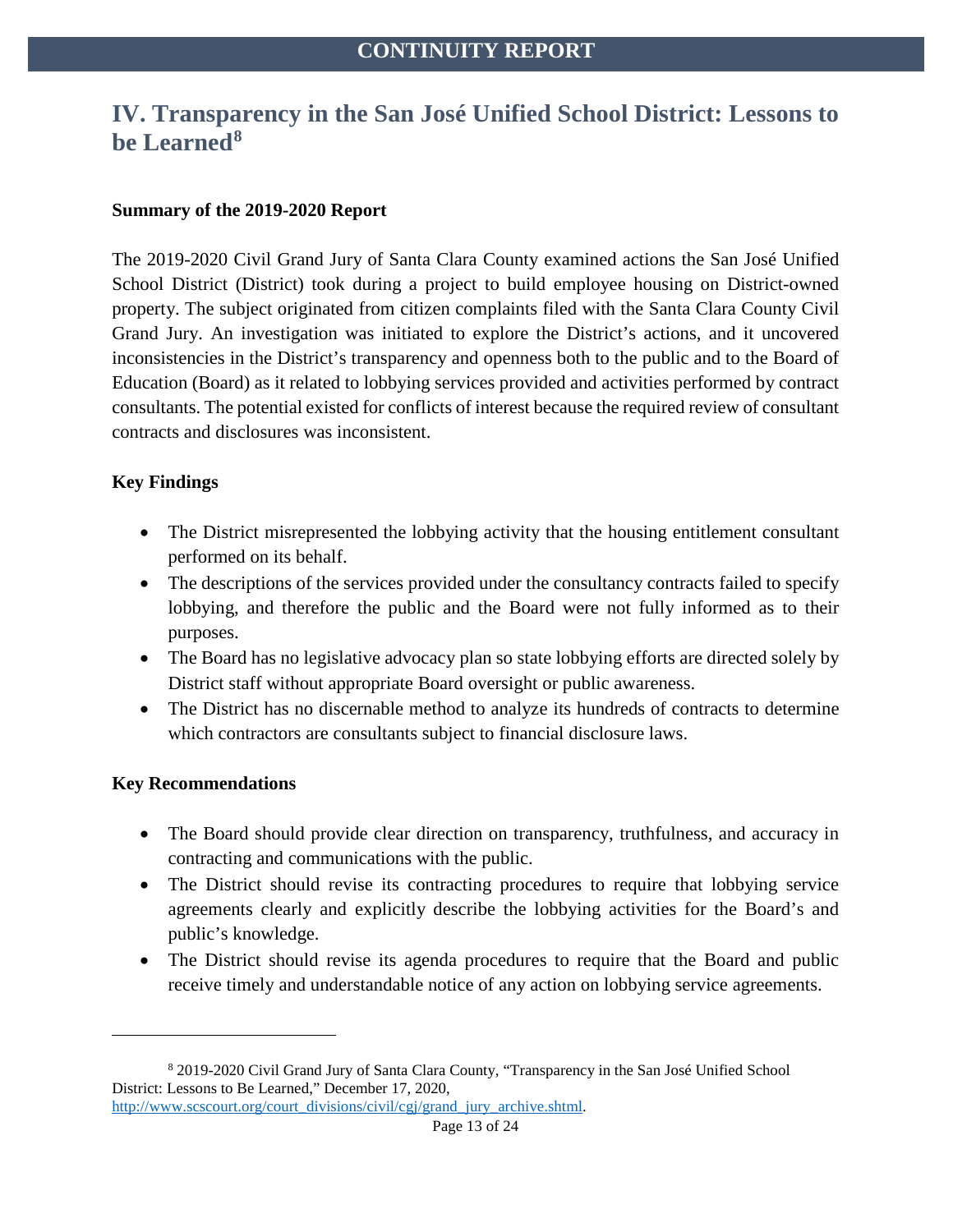## IV. Transparency in the San José Unified School District: Lessons to be Learned[8]

**Summary of the 2019-2020 Report**

The 2019-2020 Civil Grand Jury of Santa Clara County examined actions the San José Unified School District (District) took during a project to build employee housing on District-owned property. The subject originated from citizen complaints filed with the Santa Clara County Civil Grand Jury. An investigation was initiated to explore the District's actions, and it uncovered inconsistencies in the District's transparency and openness both to the public and to the Board of Education (Board) as it related to lobbying services provided and activities performed by contract consultants. The potential existed for conflicts of interest because the required review of consultant contracts and disclosures was inconsistent.

**Key Findings**

- The District misrepresented the lobbying activity that the housing entitlement consultant performed on its behalf.
- The descriptions of the services provided under the consultancy contracts failed to specify lobbying, and therefore the public and the Board were not fully informed as to their purposes.
- The Board has no legislative advocacy plan so state lobbying efforts are directed solely by District staff without appropriate Board oversight or public awareness.
- The District has no discernable method to analyze its hundreds of contracts to determine which contractors are consultants subject to financial disclosure laws.

**Key Recommendations**

- The Board should provide clear direction on transparency, truthfulness, and accuracy in contracting and communications with the public.
- The District should revise its contracting procedures to require that lobbying service agreements clearly and explicitly describe the lobbying activities for the Board's and public's knowledge.
- The District should revise its agenda procedures to require that the Board and public receive timely and understandable notice of any action on lobbying service agreements.

---

[8] 2019-2020 Civil Grand Jury of Santa Clara County, "Transparency in the San José Unified School District: Lessons to Be Learned," December 17, 2020, http://www.scscourt.org/court_divisions/civil/cgj/grand_jury_archive.shtml.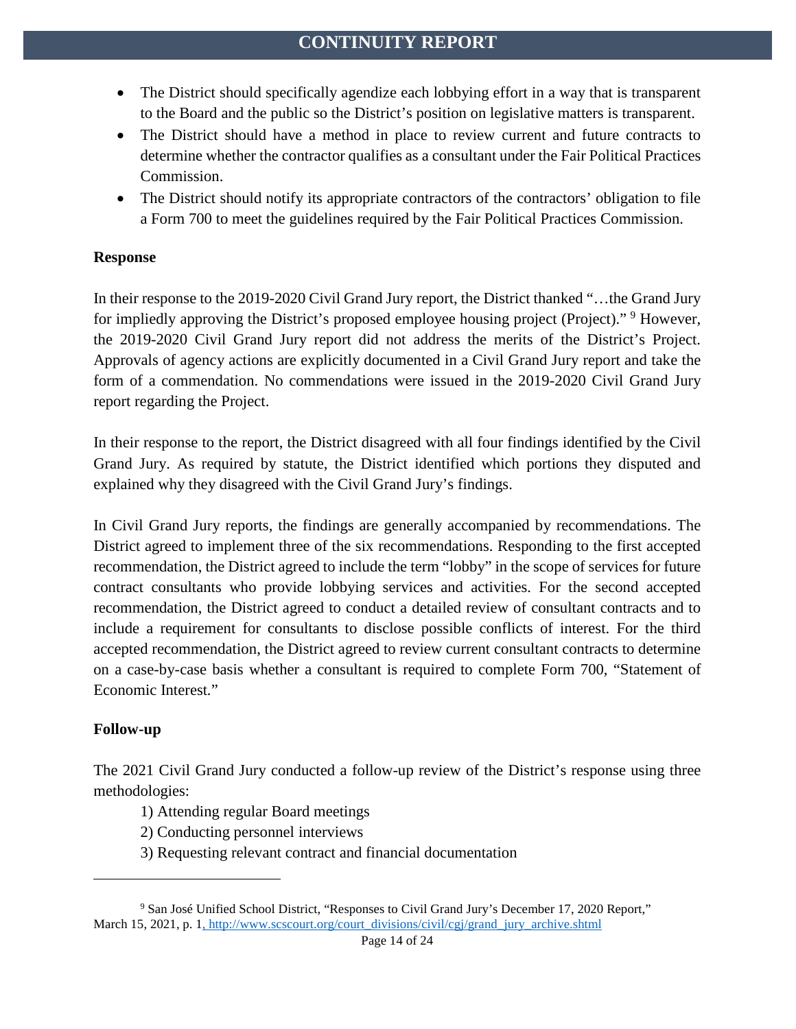- The District should specifically agendize each lobbying effort in a way that is transparent to the Board and the public so the District's position on legislative matters is transparent.
- The District should have a method in place to review current and future contracts to determine whether the contractor qualifies as a consultant under the Fair Political Practices Commission.
- The District should notify its appropriate contractors of the contractors' obligation to file a Form 700 to meet the guidelines required by the Fair Political Practices Commission.

**Response**

In their response to the 2019-2020 Civil Grand Jury report, the District thanked "…the Grand Jury for impliedly approving the District's proposed employee housing project (Project)." [9] However, the 2019-2020 Civil Grand Jury report did not address the merits of the District's Project. Approvals of agency actions are explicitly documented in a Civil Grand Jury report and take the form of a commendation. No commendations were issued in the 2019-2020 Civil Grand Jury report regarding the Project.

In their response to the report, the District disagreed with all four findings identified by the Civil Grand Jury. As required by statute, the District identified which portions they disputed and explained why they disagreed with the Civil Grand Jury's findings.

In Civil Grand Jury reports, the findings are generally accompanied by recommendations. The District agreed to implement three of the six recommendations. Responding to the first accepted recommendation, the District agreed to include the term "lobby" in the scope of services for future contract consultants who provide lobbying services and activities. For the second accepted recommendation, the District agreed to conduct a detailed review of consultant contracts and to include a requirement for consultants to disclose possible conflicts of interest. For the third accepted recommendation, the District agreed to review current consultant contracts to determine on a case-by-case basis whether a consultant is required to complete Form 700, "Statement of Economic Interest."

**Follow-up**

The 2021 Civil Grand Jury conducted a follow-up review of the District's response using three methodologies:

1) Attending regular Board meetings
2) Conducting personnel interviews
3) Requesting relevant contract and financial documentation

---

[9] San José Unified School District, "Responses to Civil Grand Jury's December 17, 2020 Report," March 15, 2021, p. 1, http://www.scscourt.org/court_divisions/civil/cgj/grand_jury_archive.shtml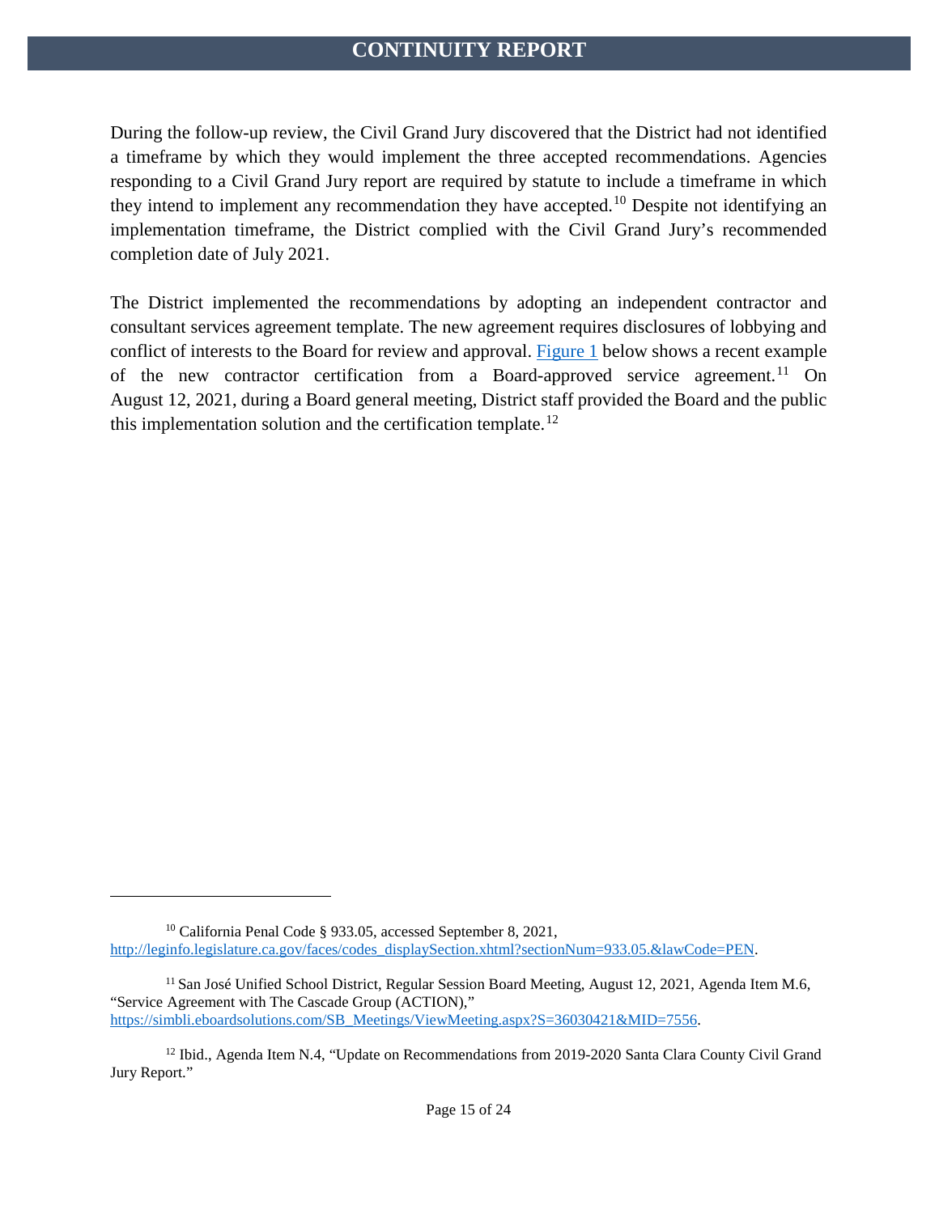During the follow-up review, the Civil Grand Jury discovered that the District had not identified a timeframe by which they would implement the three accepted recommendations. Agencies responding to a Civil Grand Jury report are required by statute to include a timeframe in which they intend to implement any recommendation they have accepted.[10] Despite not identifying an implementation timeframe, the District complied with the Civil Grand Jury's recommended completion date of July 2021.

The District implemented the recommendations by adopting an independent contractor and consultant services agreement template. The new agreement requires disclosures of lobbying and conflict of interests to the Board for review and approval. Figure 1 below shows a recent example of the new contractor certification from a Board-approved service agreement.[11] On August 12, 2021, during a Board general meeting, District staff provided the Board and the public this implementation solution and the certification template.[12]

---

[10] California Penal Code § 933.05, accessed September 8, 2021, http://leginfo.legislature.ca.gov/faces/codes_displaySection.xhtml?sectionNum=933.05.&lawCode=PEN.

[11] San José Unified School District, Regular Session Board Meeting, August 12, 2021, Agenda Item M.6, "Service Agreement with The Cascade Group (ACTION)," https://simbli.eboardsolutions.com/SB_Meetings/ViewMeeting.aspx?S=36030421&MID=7556.

[12] Ibid., Agenda Item N.4, "Update on Recommendations from 2019-2020 Santa Clara County Civil Grand Jury Report."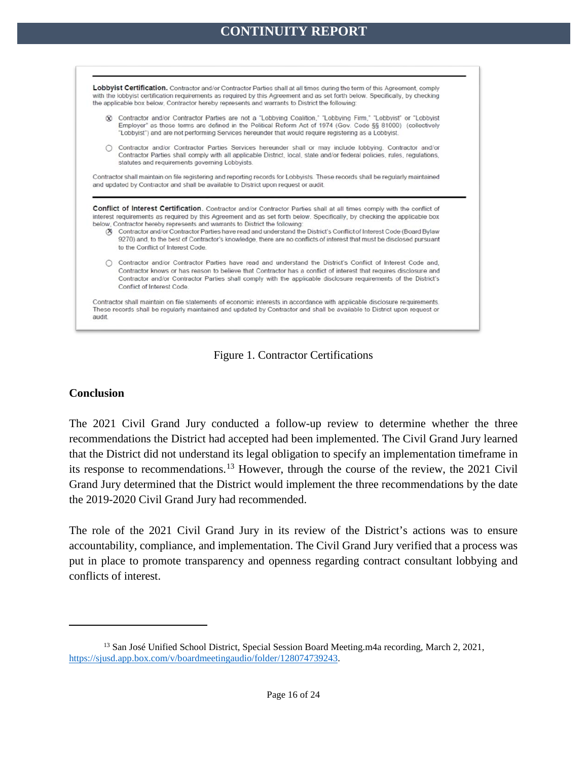**Lobbyist Certification.** Contractor and/or Contractor Parties shall at all times during the term of this Agreement, comply with the lobbyist certification requirements as required by this Agreement and as set forth below. Specifically, by checking the applicable box below, Contractor hereby represents and warrants to District the following:

- ⊗ Contractor and/or Contractor Parties are not a "Lobbying Coalition," "Lobbying Firm," "Lobbyist" or "Lobbyist Employer" as those terms are defined in the Political Reform Act of 1974 (Gov. Code §§ 81000) (collectively "Lobbyist") and are not performing Services hereunder that would require registering as a Lobbyist.
- ○ Contractor and/or Contractor Parties Services hereunder shall or may include lobbying. Contractor and/or Contractor Parties shall comply with all applicable District, local, state and/or federal policies, rules, regulations, statutes and requirements governing Lobbyists.

Contractor shall maintain on file registering and reporting records for Lobbyists. These records shall be regularly maintained and updated by Contractor and shall be available to District upon request or audit.

**Conflict of Interest Certification.** Contractor and/or Contractor Parties shall at all times comply with the conflict of interest requirements as required by this Agreement and as set forth below. Specifically, by checking the applicable box below, Contractor hereby represents and warrants to District the following:

- ⊗ Contractor and/or Contractor Parties have read and understand the District's Conflict of Interest Code (Board Bylaw 9270) and, to the best of Contractor's knowledge, there are no conflicts of interest that must be disclosed pursuant to the Conflict of Interest Code.
- ○ Contractor and/or Contractor Parties have read and understand the District's Conflict of Interest Code and, Contractor knows or has reason to believe that Contractor has a conflict of interest that requires disclosure and Contractor and/or Contractor Parties shall comply with the applicable disclosure requirements of the District's Conflict of Interest Code.

Contractor shall maintain on file statements of economic interests in accordance with applicable disclosure requirements. These records shall be regularly maintained and updated by Contractor and shall be available to District upon request or audit.

Figure 1. Contractor Certifications

### Conclusion

The 2021 Civil Grand Jury conducted a follow-up review to determine whether the three recommendations the District had accepted had been implemented. The Civil Grand Jury learned that the District did not understand its legal obligation to specify an implementation timeframe in its response to recommendations.[13] However, through the course of the review, the 2021 Civil Grand Jury determined that the District would implement the three recommendations by the date the 2019-2020 Civil Grand Jury had recommended.

The role of the 2021 Civil Grand Jury in its review of the District's actions was to ensure accountability, compliance, and implementation. The Civil Grand Jury verified that a process was put in place to promote transparency and openness regarding contract consultant lobbying and conflicts of interest.

---

[13] San José Unified School District, Special Session Board Meeting.m4a recording, March 2, 2021, https://sjusd.app.box.com/v/boardmeetingaudio/folder/128074739243.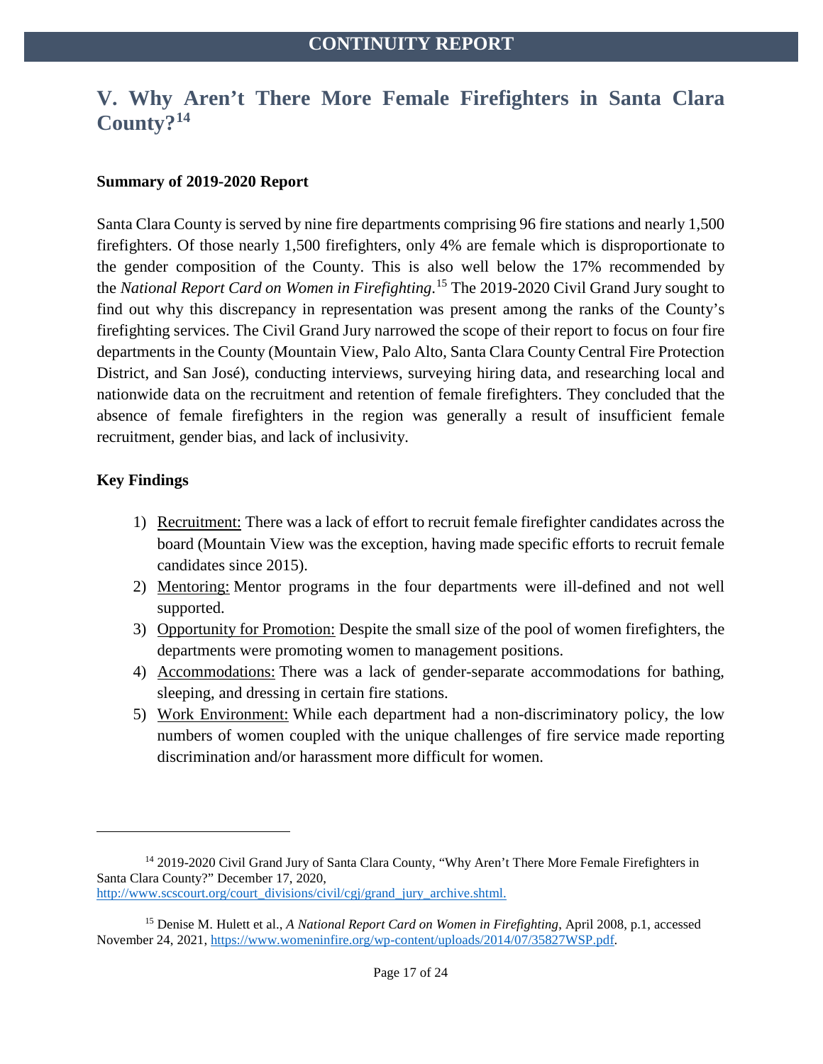## V. Why Aren't There More Female Firefighters in Santa Clara County?[14]

**Summary of 2019-2020 Report**

Santa Clara County is served by nine fire departments comprising 96 fire stations and nearly 1,500 firefighters. Of those nearly 1,500 firefighters, only 4% are female which is disproportionate to the gender composition of the County. This is also well below the 17% recommended by the *National Report Card on Women in Firefighting*.[15] The 2019-2020 Civil Grand Jury sought to find out why this discrepancy in representation was present among the ranks of the County's firefighting services. The Civil Grand Jury narrowed the scope of their report to focus on four fire departments in the County (Mountain View, Palo Alto, Santa Clara County Central Fire Protection District, and San José), conducting interviews, surveying hiring data, and researching local and nationwide data on the recruitment and retention of female firefighters. They concluded that the absence of female firefighters in the region was generally a result of insufficient female recruitment, gender bias, and lack of inclusivity.

**Key Findings**

1) Recruitment: There was a lack of effort to recruit female firefighter candidates across the board (Mountain View was the exception, having made specific efforts to recruit female candidates since 2015).
2) Mentoring: Mentor programs in the four departments were ill-defined and not well supported.
3) Opportunity for Promotion: Despite the small size of the pool of women firefighters, the departments were promoting women to management positions.
4) Accommodations: There was a lack of gender-separate accommodations for bathing, sleeping, and dressing in certain fire stations.
5) Work Environment: While each department had a non-discriminatory policy, the low numbers of women coupled with the unique challenges of fire service made reporting discrimination and/or harassment more difficult for women.

---

[14] 2019-2020 Civil Grand Jury of Santa Clara County, "Why Aren't There More Female Firefighters in Santa Clara County?" December 17, 2020, http://www.scscourt.org/court_divisions/civil/cgj/grand_jury_archive.shtml.

[15] Denise M. Hulett et al., *A National Report Card on Women in Firefighting*, April 2008, p.1, accessed November 24, 2021, https://www.womeninfire.org/wp-content/uploads/2014/07/35827WSP.pdf.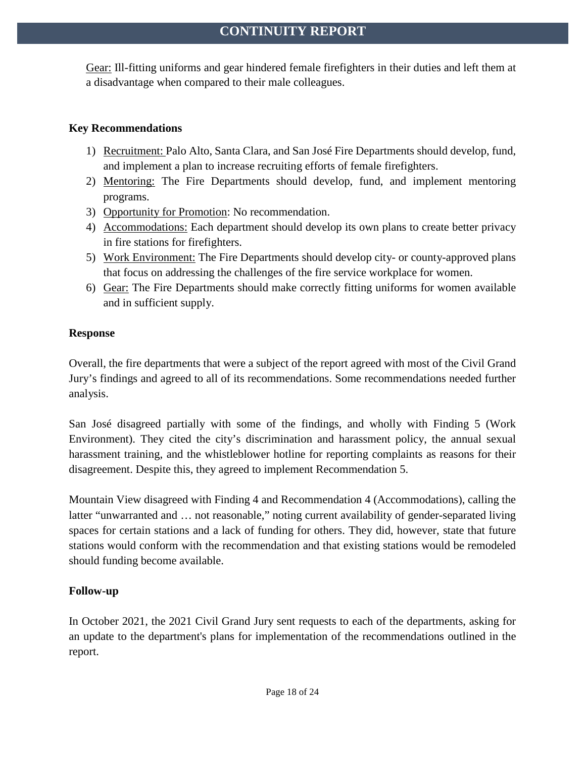Gear: Ill-fitting uniforms and gear hindered female firefighters in their duties and left them at a disadvantage when compared to their male colleagues.

**Key Recommendations**

1) Recruitment: Palo Alto, Santa Clara, and San José Fire Departments should develop, fund, and implement a plan to increase recruiting efforts of female firefighters.
2) Mentoring: The Fire Departments should develop, fund, and implement mentoring programs.
3) Opportunity for Promotion: No recommendation.
4) Accommodations: Each department should develop its own plans to create better privacy in fire stations for firefighters.
5) Work Environment: The Fire Departments should develop city- or county-approved plans that focus on addressing the challenges of the fire service workplace for women.
6) Gear: The Fire Departments should make correctly fitting uniforms for women available and in sufficient supply.

**Response**

Overall, the fire departments that were a subject of the report agreed with most of the Civil Grand Jury's findings and agreed to all of its recommendations. Some recommendations needed further analysis.

San José disagreed partially with some of the findings, and wholly with Finding 5 (Work Environment). They cited the city's discrimination and harassment policy, the annual sexual harassment training, and the whistleblower hotline for reporting complaints as reasons for their disagreement. Despite this, they agreed to implement Recommendation 5.

Mountain View disagreed with Finding 4 and Recommendation 4 (Accommodations), calling the latter "unwarranted and … not reasonable," noting current availability of gender-separated living spaces for certain stations and a lack of funding for others. They did, however, state that future stations would conform with the recommendation and that existing stations would be remodeled should funding become available.

**Follow-up**

In October 2021, the 2021 Civil Grand Jury sent requests to each of the departments, asking for an update to the department's plans for implementation of the recommendations outlined in the report.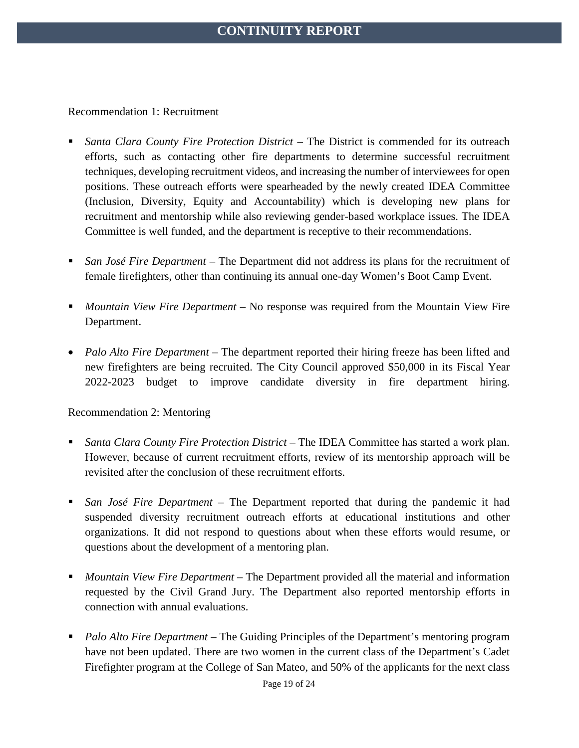Recommendation 1: Recruitment

- *Santa Clara County Fire Protection District* – The District is commended for its outreach efforts, such as contacting other fire departments to determine successful recruitment techniques, developing recruitment videos, and increasing the number of interviewees for open positions. These outreach efforts were spearheaded by the newly created IDEA Committee (Inclusion, Diversity, Equity and Accountability) which is developing new plans for recruitment and mentorship while also reviewing gender-based workplace issues. The IDEA Committee is well funded, and the department is receptive to their recommendations.

- *San José Fire Department* – The Department did not address its plans for the recruitment of female firefighters, other than continuing its annual one-day Women's Boot Camp Event.

- *Mountain View Fire Department* – No response was required from the Mountain View Fire Department.

- *Palo Alto Fire Department* – The department reported their hiring freeze has been lifted and new firefighters are being recruited. The City Council approved $50,000 in its Fiscal Year 2022-2023 budget to improve candidate diversity in fire department hiring.

Recommendation 2: Mentoring

- *Santa Clara County Fire Protection District* – The IDEA Committee has started a work plan. However, because of current recruitment efforts, review of its mentorship approach will be revisited after the conclusion of these recruitment efforts.

- *San José Fire Department* – The Department reported that during the pandemic it had suspended diversity recruitment outreach efforts at educational institutions and other organizations. It did not respond to questions about when these efforts would resume, or questions about the development of a mentoring plan.

- *Mountain View Fire Department* – The Department provided all the material and information requested by the Civil Grand Jury. The Department also reported mentorship efforts in connection with annual evaluations.

- *Palo Alto Fire Department* – The Guiding Principles of the Department's mentoring program have not been updated. There are two women in the current class of the Department's Cadet Firefighter program at the College of San Mateo, and 50% of the applicants for the next class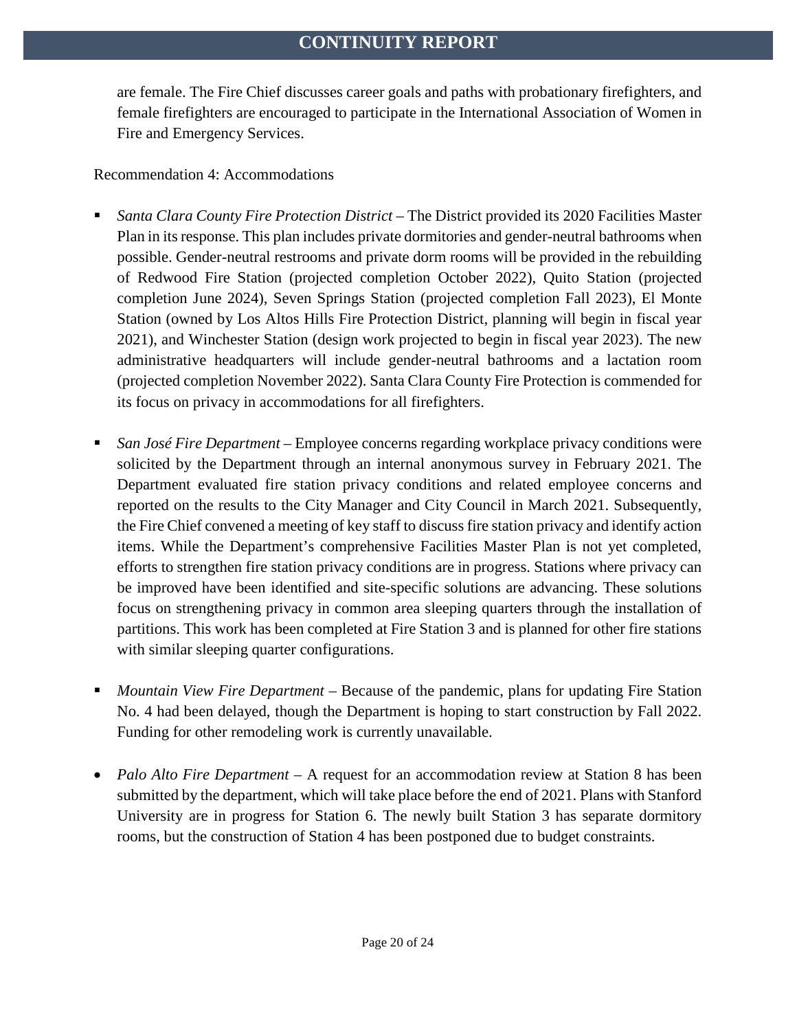are female. The Fire Chief discusses career goals and paths with probationary firefighters, and female firefighters are encouraged to participate in the International Association of Women in Fire and Emergency Services.

Recommendation 4: Accommodations

- *Santa Clara County Fire Protection District* – The District provided its 2020 Facilities Master Plan in its response. This plan includes private dormitories and gender-neutral bathrooms when possible. Gender-neutral restrooms and private dorm rooms will be provided in the rebuilding of Redwood Fire Station (projected completion October 2022), Quito Station (projected completion June 2024), Seven Springs Station (projected completion Fall 2023), El Monte Station (owned by Los Altos Hills Fire Protection District, planning will begin in fiscal year 2021), and Winchester Station (design work projected to begin in fiscal year 2023). The new administrative headquarters will include gender-neutral bathrooms and a lactation room (projected completion November 2022). Santa Clara County Fire Protection is commended for its focus on privacy in accommodations for all firefighters.

- *San José Fire Department* – Employee concerns regarding workplace privacy conditions were solicited by the Department through an internal anonymous survey in February 2021. The Department evaluated fire station privacy conditions and related employee concerns and reported on the results to the City Manager and City Council in March 2021. Subsequently, the Fire Chief convened a meeting of key staff to discuss fire station privacy and identify action items. While the Department's comprehensive Facilities Master Plan is not yet completed, efforts to strengthen fire station privacy conditions are in progress. Stations where privacy can be improved have been identified and site-specific solutions are advancing. These solutions focus on strengthening privacy in common area sleeping quarters through the installation of partitions. This work has been completed at Fire Station 3 and is planned for other fire stations with similar sleeping quarter configurations.

- *Mountain View Fire Department* – Because of the pandemic, plans for updating Fire Station No. 4 had been delayed, though the Department is hoping to start construction by Fall 2022. Funding for other remodeling work is currently unavailable.

- *Palo Alto Fire Department* – A request for an accommodation review at Station 8 has been submitted by the department, which will take place before the end of 2021. Plans with Stanford University are in progress for Station 6. The newly built Station 3 has separate dormitory rooms, but the construction of Station 4 has been postponed due to budget constraints.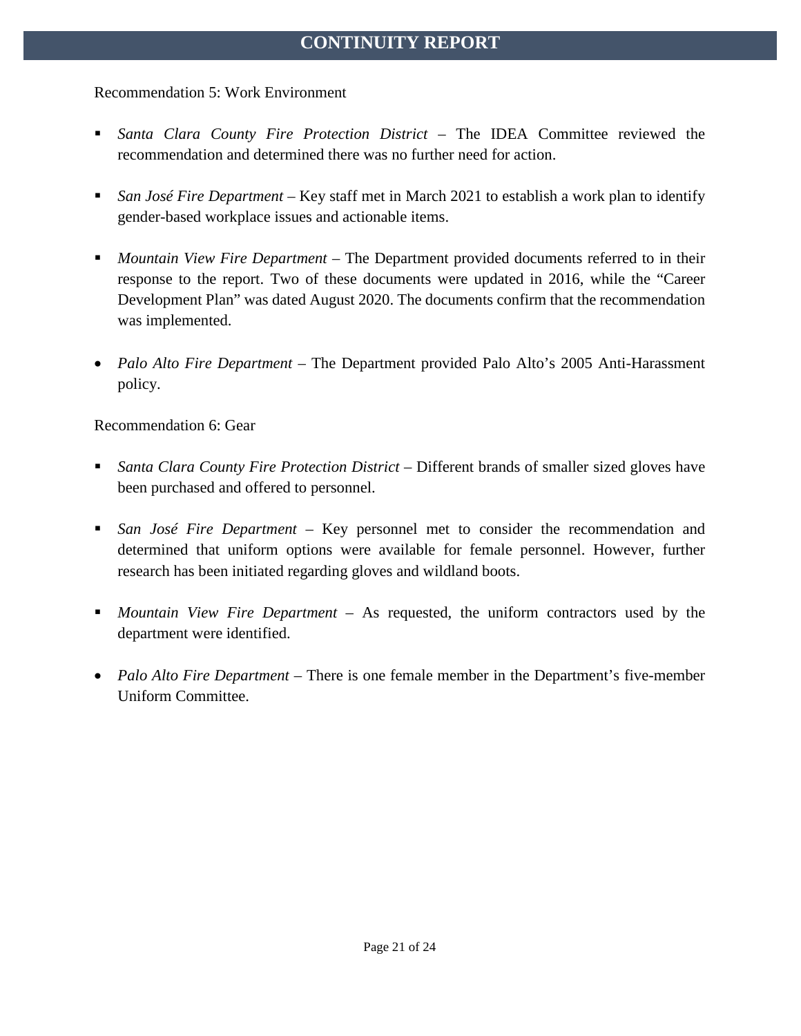Recommendation 5: Work Environment

- *Santa Clara County Fire Protection District* – The IDEA Committee reviewed the recommendation and determined there was no further need for action.

- *San José Fire Department* – Key staff met in March 2021 to establish a work plan to identify gender-based workplace issues and actionable items.

- *Mountain View Fire Department* – The Department provided documents referred to in their response to the report. Two of these documents were updated in 2016, while the "Career Development Plan" was dated August 2020. The documents confirm that the recommendation was implemented.

- *Palo Alto Fire Department* – The Department provided Palo Alto's 2005 Anti-Harassment policy.

Recommendation 6: Gear

- *Santa Clara County Fire Protection District* – Different brands of smaller sized gloves have been purchased and offered to personnel.

- *San José Fire Department* – Key personnel met to consider the recommendation and determined that uniform options were available for female personnel. However, further research has been initiated regarding gloves and wildland boots.

- *Mountain View Fire Department* – As requested, the uniform contractors used by the department were identified.

- *Palo Alto Fire Department* – There is one female member in the Department's five-member Uniform Committee.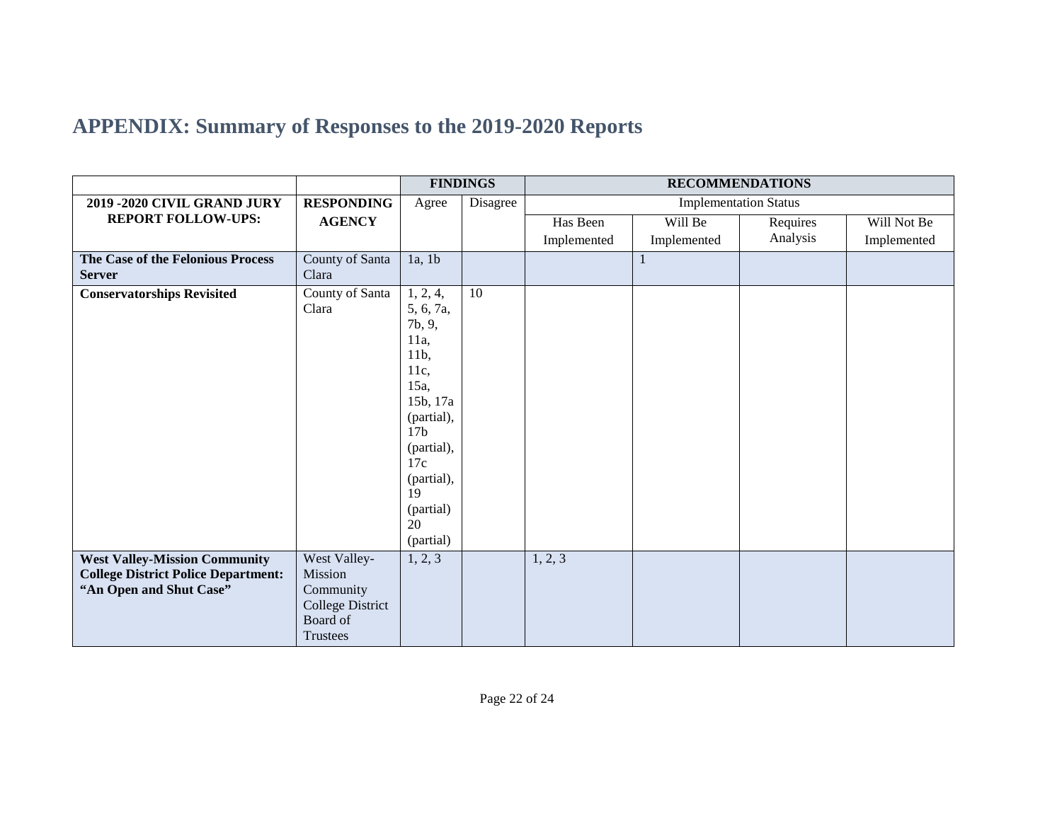# APPENDIX: Summary of Responses to the 2019-2020 Reports

| | | FINDINGS | | RECOMMENDATIONS | | | |
|---|---|---|---|---|---|---|---|
| **2019 -2020 CIVIL GRAND JURY REPORT FOLLOW-UPS:** | **RESPONDING AGENCY** | Agree | Disagree | Implementation Status | | | |
| | | | | Has Been Implemented | Will Be Implemented | Requires Analysis | Will Not Be Implemented |
| **The Case of the Felonious Process Server** | County of Santa Clara | 1a, 1b | | | 1 | | |
| **Conservatorships Revisited** | County of Santa Clara | 1, 2, 4, 5, 6, 7a, 7b, 9, 11a, 11b, 11c, 15a, 15b, 17a (partial), 17b (partial), 17c (partial), 19 (partial) 20 (partial) | 10 | | | | |
| **West Valley-Mission Community College District Police Department: "An Open and Shut Case"** | West Valley-Mission Community College District Board of Trustees | 1, 2, 3 | | 1, 2, 3 | | | |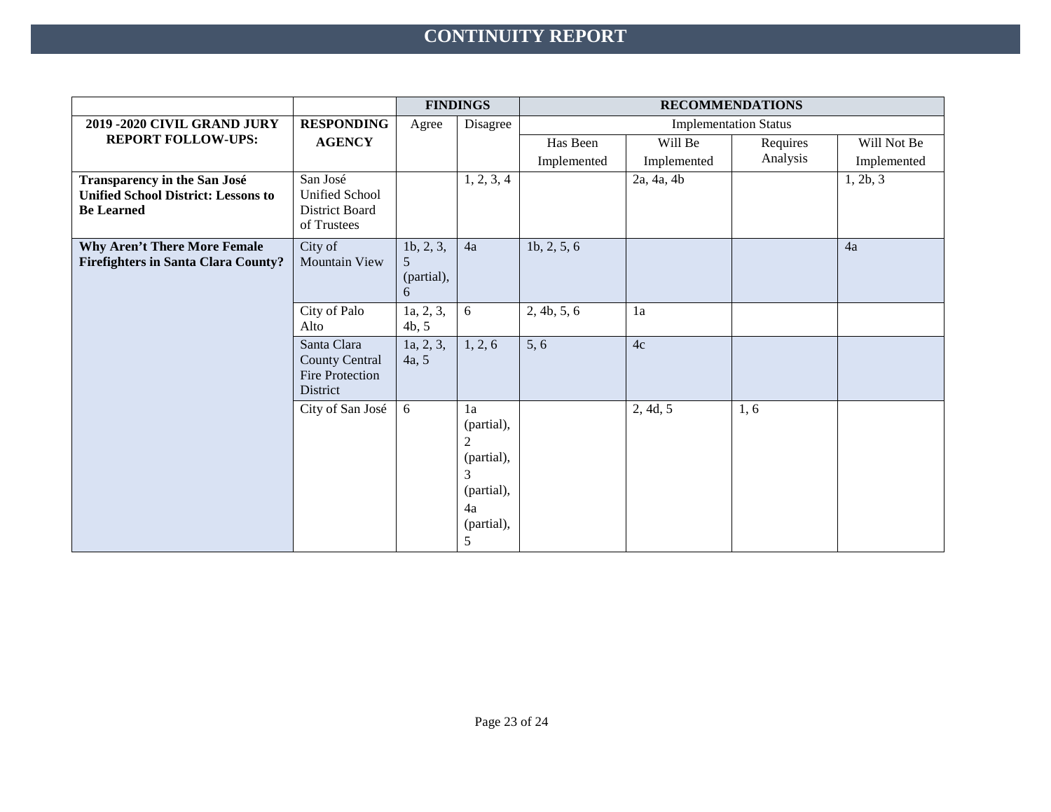# CONTINUITY REPORT

| | | FINDINGS | | RECOMMENDATIONS | | | |
|---|---|---|---|---|---|---|---|
| **2019 -2020 CIVIL GRAND JURY REPORT FOLLOW-UPS:** | **RESPONDING AGENCY** | Agree | Disagree | Implementation Status | | | |
| | | | | Has Been Implemented | Will Be Implemented | Requires Analysis | Will Not Be Implemented |
| **Transparency in the San José Unified School District: Lessons to Be Learned** | San José Unified School District Board of Trustees | | 1, 2, 3, 4 | | 2a, 4a, 4b | | 1, 2b, 3 |
| **Why Aren't There More Female Firefighters in Santa Clara County?** | City of Mountain View | 1b, 2, 3, 5 (partial), 6 | 4a | 1b, 2, 5, 6 | | | 4a |
| | City of Palo Alto | 1a, 2, 3, 4b, 5 | 6 | 2, 4b, 5, 6 | 1a | | |
| | Santa Clara County Central Fire Protection District | 1a, 2, 3, 4a, 5 | 1, 2, 6 | 5, 6 | 4c | | |
| | City of San José | 6 | 1a (partial), 2 (partial), 3 (partial), 4a (partial), 5 | | 2, 4d, 5 | 1, 6 | |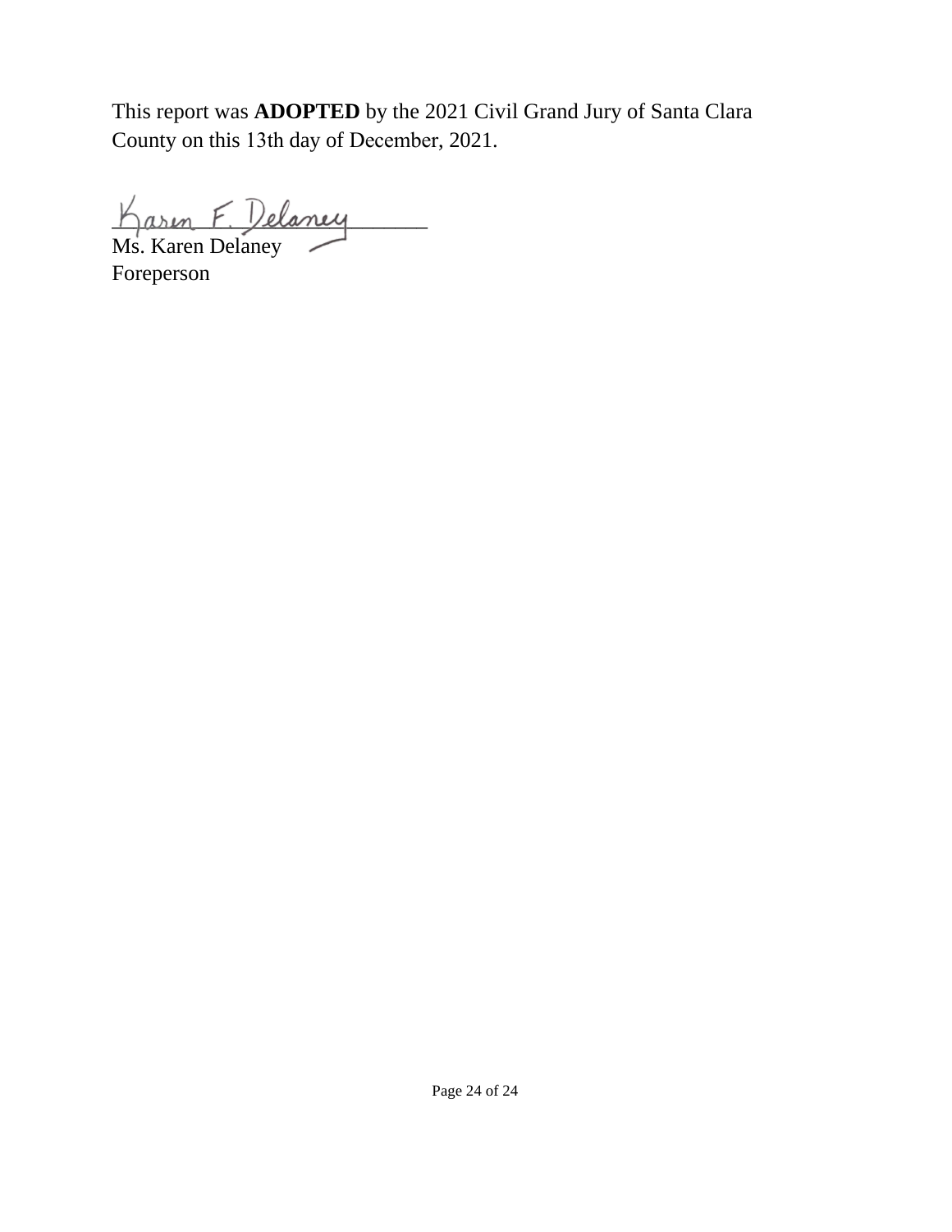This report was **ADOPTED** by the 2021 Civil Grand Jury of Santa Clara County on this 13th day of December, 2021.

Karen F. Delaney
_____________________________
Ms. Karen Delaney
Foreperson